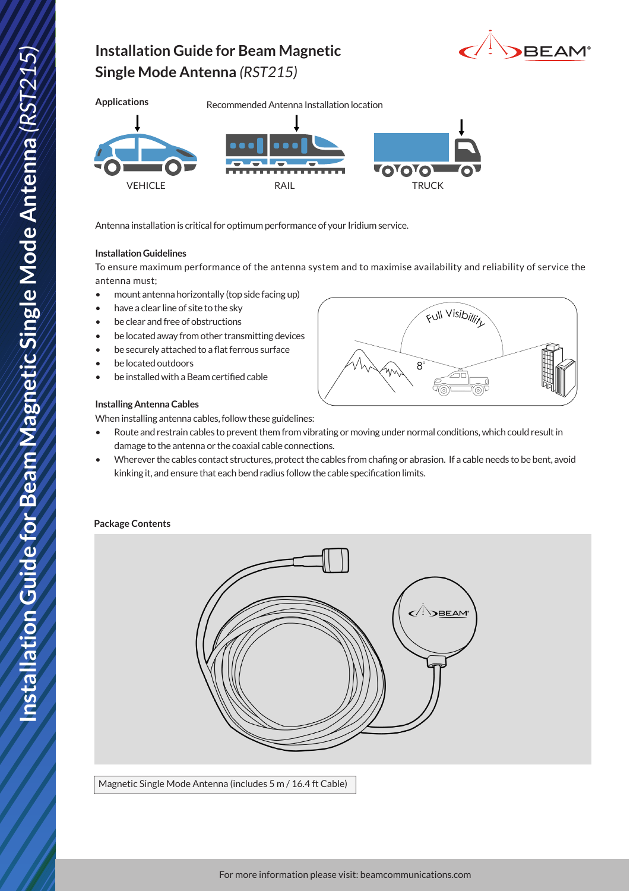# Installation Guide for Beam Magnetic Single Mode Antenna *(RST215)*

**Applications**

Recommended Antenna Installation location

VEHICLE

RAIL

TRUCK

Antenna installation is critical for optimum performance of your Iridium service.

**Installation Guidelines**

To ensure maximum performance of the antenna system and to maximise availability and reliability of service the antenna must;

- mount antenna horizontally (top side facing up)
- have a clear line of site to the sky
- be clear and free of obstructions
- be located away from other transmitting devices
- be securely attached to a flat ferrous surface
- be located outdoors
- be installed with a Beam certified cable

Full Visibility

8°

**Installing Antenna Cables**

When installing antenna cables, follow these guidelines:

- Route and restrain cables to prevent them from vibrating or moving under normal conditions, which could result in damage to the antenna or the coaxial cable connections.
- Wherever the cables contact structures, protect the cables from chafing or abrasion. If a cable needs to be bent, avoid kinking it, and ensure that each bend radius follow the cable specification limits.

**Package Contents**

Magnetic Single Mode Antenna (includes 5 m / 16.4 ft Cable)

For more information please visit: beamcommunications.com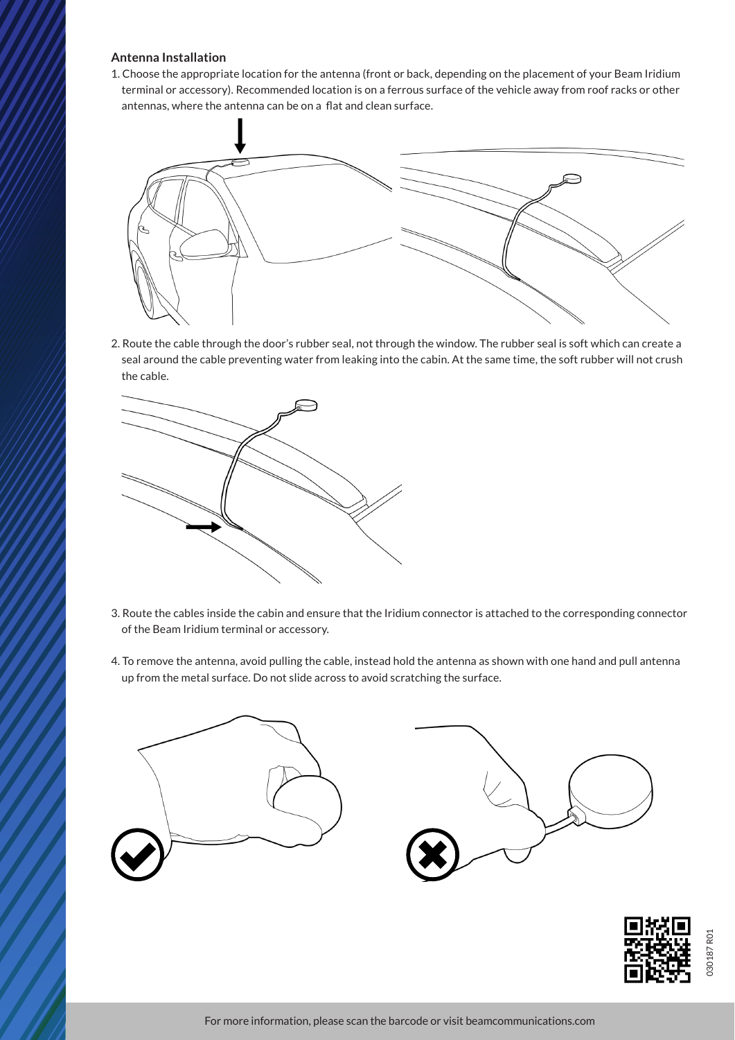## Antenna Installation

1. Choose the appropriate location for the antenna (front or back, depending on the placement of your Beam Iridium terminal or accessory). Recommended location is on a ferrous surface of the vehicle away from roof racks or other antennas, where the antenna can be on a flat and clean surface.

2. Route the cable through the door's rubber seal, not through the window. The rubber seal is soft which can create a seal around the cable preventing water from leaking into the cabin. At the same time, the soft rubber will not crush the cable.

3. Route the cables inside the cabin and ensure that the Iridium connector is attached to the corresponding connector of the Beam Iridium terminal or accessory.

4. To remove the antenna, avoid pulling the cable, instead hold the antenna as shown with one hand and pull antenna up from the metal surface. Do not slide across to avoid scratching the surface.

030187 R01

For more information, please scan the barcode or visit beamcommunications.com